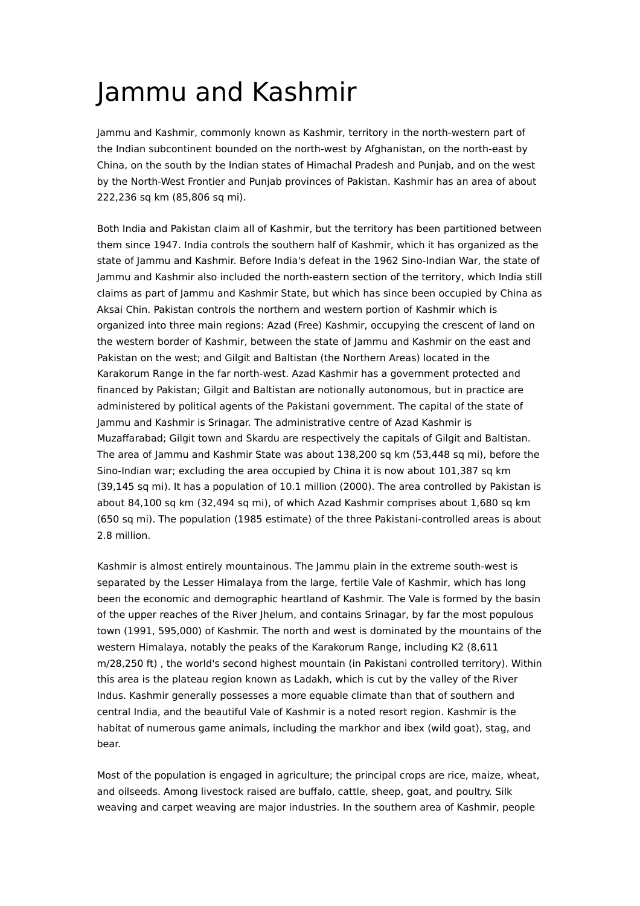# Jammu and Kashmir

Jammu and Kashmir, commonly known as Kashmir, territory in the north-western part of the Indian subcontinent bounded on the north-west by Afghanistan, on the north-east by China, on the south by the Indian states of Himachal Pradesh and Punjab, and on the west by the North-West Frontier and Punjab provinces of Pakistan. Kashmir has an area of about 222,236 sq km (85,806 sq mi).

Both India and Pakistan claim all of Kashmir, but the territory has been partitioned between them since 1947. India controls the southern half of Kashmir, which it has organized as the state of Jammu and Kashmir. Before India's defeat in the 1962 Sino-Indian War, the state of Jammu and Kashmir also included the north-eastern section of the territory, which India still claims as part of Jammu and Kashmir State, but which has since been occupied by China as Aksai Chin. Pakistan controls the northern and western portion of Kashmir which is organized into three main regions: Azad (Free) Kashmir, occupying the crescent of land on the western border of Kashmir, between the state of Jammu and Kashmir on the east and Pakistan on the west; and Gilgit and Baltistan (the Northern Areas) located in the Karakorum Range in the far north-west. Azad Kashmir has a government protected and financed by Pakistan; Gilgit and Baltistan are notionally autonomous, but in practice are administered by political agents of the Pakistani government. The capital of the state of Jammu and Kashmir is Srinagar. The administrative centre of Azad Kashmir is Muzaffarabad; Gilgit town and Skardu are respectively the capitals of Gilgit and Baltistan. The area of Jammu and Kashmir State was about 138,200 sq km (53,448 sq mi), before the Sino-Indian war; excluding the area occupied by China it is now about 101,387 sq km (39,145 sq mi). It has a population of 10.1 million (2000). The area controlled by Pakistan is about 84,100 sq km (32,494 sq mi), of which Azad Kashmir comprises about 1,680 sq km (650 sq mi). The population (1985 estimate) of the three Pakistani-controlled areas is about 2.8 million.

Kashmir is almost entirely mountainous. The Jammu plain in the extreme south-west is separated by the Lesser Himalaya from the large, fertile Vale of Kashmir, which has long been the economic and demographic heartland of Kashmir. The Vale is formed by the basin of the upper reaches of the River Jhelum, and contains Srinagar, by far the most populous town (1991, 595,000) of Kashmir. The north and west is dominated by the mountains of the western Himalaya, notably the peaks of the Karakorum Range, including K2 (8,611 m/28,250 ft) , the world's second highest mountain (in Pakistani controlled territory). Within this area is the plateau region known as Ladakh, which is cut by the valley of the River Indus. Kashmir generally possesses a more equable climate than that of southern and central India, and the beautiful Vale of Kashmir is a noted resort region. Kashmir is the habitat of numerous game animals, including the markhor and ibex (wild goat), stag, and bear.

Most of the population is engaged in agriculture; the principal crops are rice, maize, wheat, and oilseeds. Among livestock raised are buffalo, cattle, sheep, goat, and poultry. Silk weaving and carpet weaving are major industries. In the southern area of Kashmir, people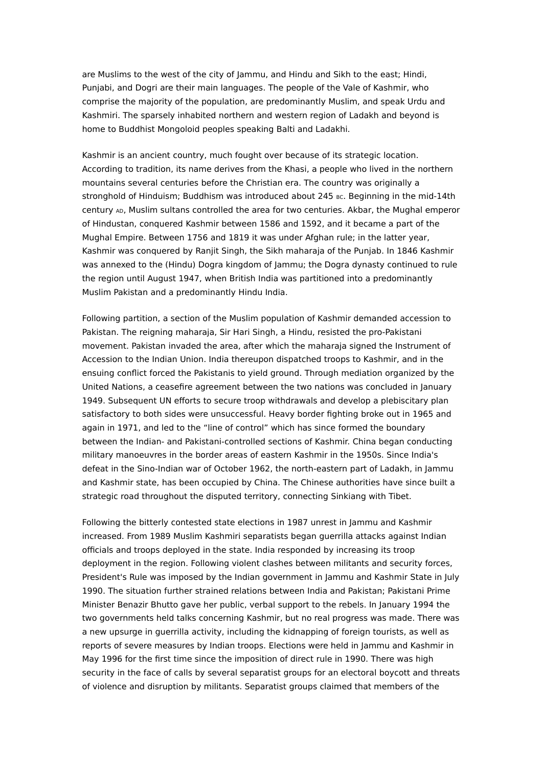are Muslims to the west of the city of Jammu, and Hindu and Sikh to the east; Hindi, Punjabi, and Dogri are their main languages. The people of the Vale of Kashmir, who comprise the majority of the population, are predominantly Muslim, and speak Urdu and Kashmiri. The sparsely inhabited northern and western region of Ladakh and beyond is home to Buddhist Mongoloid peoples speaking Balti and Ladakhi.

Kashmir is an ancient country, much fought over because of its strategic location. According to tradition, its name derives from the Khasi, a people who lived in the northern mountains several centuries before the Christian era. The country was originally a stronghold of Hinduism; Buddhism was introduced about 245 BC. Beginning in the mid-14th century AD, Muslim sultans controlled the area for two centuries. Akbar, the Mughal emperor of Hindustan, conquered Kashmir between 1586 and 1592, and it became a part of the Mughal Empire. Between 1756 and 1819 it was under Afghan rule; in the latter year, Kashmir was conquered by Ranjit Singh, the Sikh maharaja of the Punjab. In 1846 Kashmir was annexed to the (Hindu) Dogra kingdom of Jammu; the Dogra dynasty continued to rule the region until August 1947, when British India was partitioned into a predominantly Muslim Pakistan and a predominantly Hindu India.

Following partition, a section of the Muslim population of Kashmir demanded accession to Pakistan. The reigning maharaja, Sir Hari Singh, a Hindu, resisted the pro-Pakistani movement. Pakistan invaded the area, after which the maharaja signed the Instrument of Accession to the Indian Union. India thereupon dispatched troops to Kashmir, and in the ensuing conflict forced the Pakistanis to yield ground. Through mediation organized by the United Nations, a ceasefire agreement between the two nations was concluded in January 1949. Subsequent UN efforts to secure troop withdrawals and develop a plebiscitary plan satisfactory to both sides were unsuccessful. Heavy border fighting broke out in 1965 and again in 1971, and led to the “line of control” which has since formed the boundary between the Indian- and Pakistani-controlled sections of Kashmir. China began conducting military manoeuvres in the border areas of eastern Kashmir in the 1950s. Since India's defeat in the Sino-Indian war of October 1962, the north-eastern part of Ladakh, in Jammu and Kashmir state, has been occupied by China. The Chinese authorities have since built a strategic road throughout the disputed territory, connecting Sinkiang with Tibet.

Following the bitterly contested state elections in 1987 unrest in Jammu and Kashmir increased. From 1989 Muslim Kashmiri separatists began guerrilla attacks against Indian officials and troops deployed in the state. India responded by increasing its troop deployment in the region. Following violent clashes between militants and security forces, President's Rule was imposed by the Indian government in Jammu and Kashmir State in July 1990. The situation further strained relations between India and Pakistan; Pakistani Prime Minister Benazir Bhutto gave her public, verbal support to the rebels. In January 1994 the two governments held talks concerning Kashmir, but no real progress was made. There was a new upsurge in guerrilla activity, including the kidnapping of foreign tourists, as well as reports of severe measures by Indian troops. Elections were held in Jammu and Kashmir in May 1996 for the first time since the imposition of direct rule in 1990. There was high security in the face of calls by several separatist groups for an electoral boycott and threats of violence and disruption by militants. Separatist groups claimed that members of the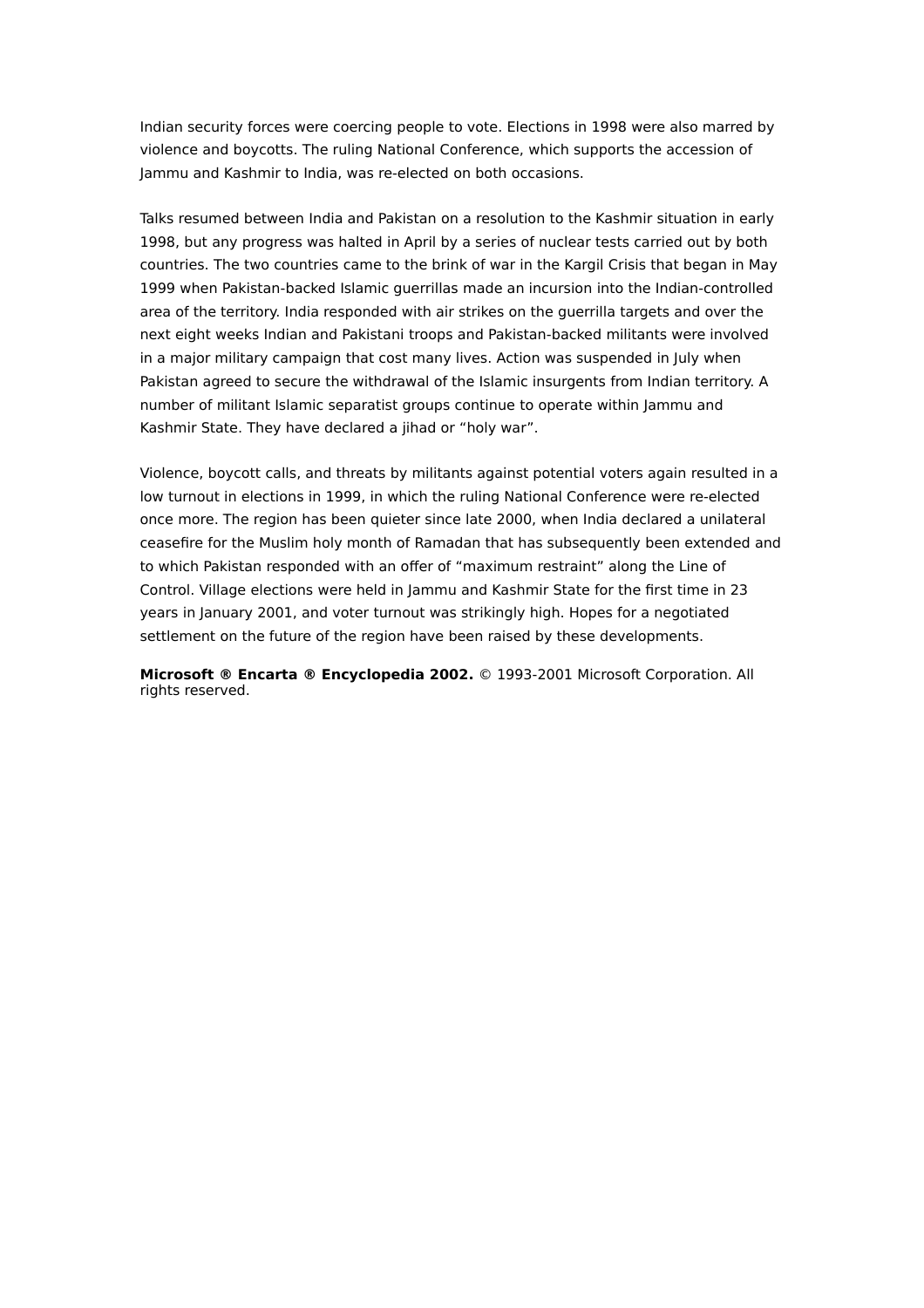Indian security forces were coercing people to vote. Elections in 1998 were also marred by violence and boycotts. The ruling National Conference, which supports the accession of Jammu and Kashmir to India, was re-elected on both occasions.

Talks resumed between India and Pakistan on a resolution to the Kashmir situation in early 1998, but any progress was halted in April by a series of nuclear tests carried out by both countries. The two countries came to the brink of war in the Kargil Crisis that began in May 1999 when Pakistan-backed Islamic guerrillas made an incursion into the Indian-controlled area of the territory. India responded with air strikes on the guerrilla targets and over the next eight weeks Indian and Pakistani troops and Pakistan-backed militants were involved in a major military campaign that cost many lives. Action was suspended in July when Pakistan agreed to secure the withdrawal of the Islamic insurgents from Indian territory. A number of militant Islamic separatist groups continue to operate within Jammu and Kashmir State. They have declared a jihad or “holy war”.

Violence, boycott calls, and threats by militants against potential voters again resulted in a low turnout in elections in 1999, in which the ruling National Conference were re-elected once more. The region has been quieter since late 2000, when India declared a unilateral ceasefire for the Muslim holy month of Ramadan that has subsequently been extended and to which Pakistan responded with an offer of “maximum restraint” along the Line of Control. Village elections were held in Jammu and Kashmir State for the first time in 23 years in January 2001, and voter turnout was strikingly high. Hopes for a negotiated settlement on the future of the region have been raised by these developments.

**Microsoft ® Encarta ® Encyclopedia 2002.** © 1993-2001 Microsoft Corporation. All rights reserved.